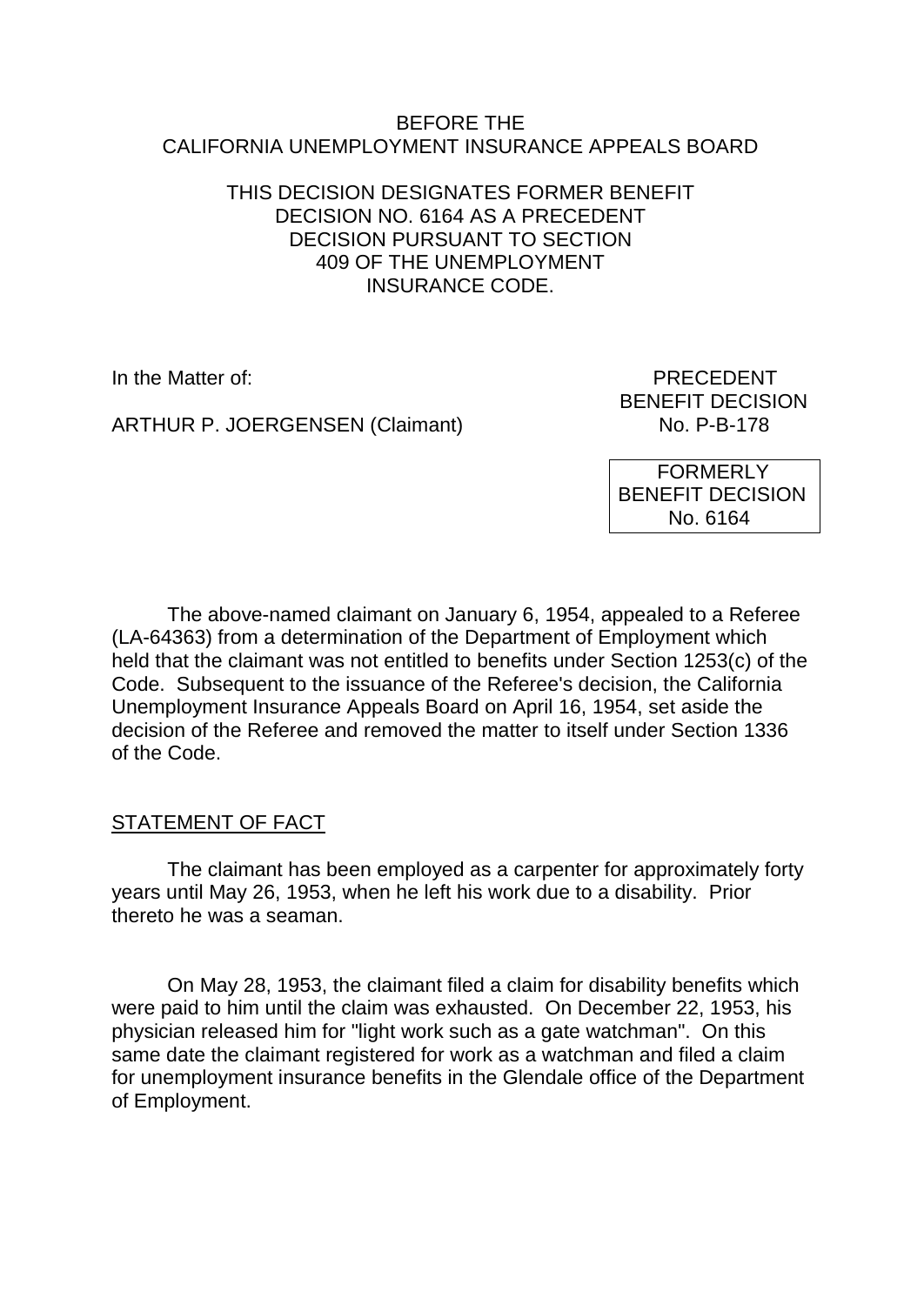BEFORE THE
CALIFORNIA UNEMPLOYMENT INSURANCE APPEALS BOARD

THIS DECISION DESIGNATES FORMER BENEFIT DECISION NO. 6164 AS A PRECEDENT DECISION PURSUANT TO SECTION 409 OF THE UNEMPLOYMENT INSURANCE CODE.

In the Matter of:

ARTHUR P. JOERGENSEN (Claimant)

PRECEDENT
BENEFIT DECISION
No. P-B-178

FORMERLY
BENEFIT DECISION
No. 6164

The above-named claimant on January 6, 1954, appealed to a Referee (LA-64363) from a determination of the Department of Employment which held that the claimant was not entitled to benefits under Section 1253(c) of the Code. Subsequent to the issuance of the Referee's decision, the California Unemployment Insurance Appeals Board on April 16, 1954, set aside the decision of the Referee and removed the matter to itself under Section 1336 of the Code.

## STATEMENT OF FACT

The claimant has been employed as a carpenter for approximately forty years until May 26, 1953, when he left his work due to a disability. Prior thereto he was a seaman.

On May 28, 1953, the claimant filed a claim for disability benefits which were paid to him until the claim was exhausted. On December 22, 1953, his physician released him for "light work such as a gate watchman". On this same date the claimant registered for work as a watchman and filed a claim for unemployment insurance benefits in the Glendale office of the Department of Employment.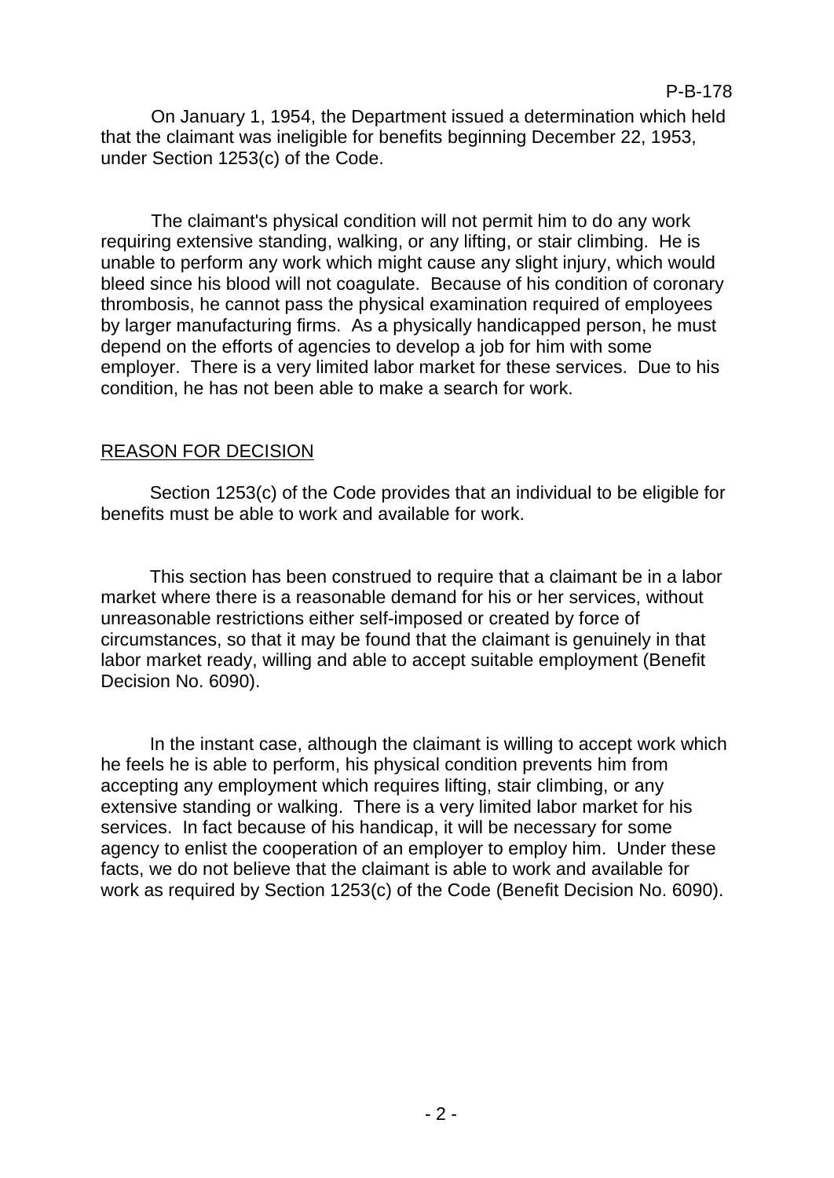On January 1, 1954, the Department issued a determination which held that the claimant was ineligible for benefits beginning December 22, 1953, under Section 1253(c) of the Code.

The claimant's physical condition will not permit him to do any work requiring extensive standing, walking, or any lifting, or stair climbing. He is unable to perform any work which might cause any slight injury, which would bleed since his blood will not coagulate. Because of his condition of coronary thrombosis, he cannot pass the physical examination required of employees by larger manufacturing firms. As a physically handicapped person, he must depend on the efforts of agencies to develop a job for him with some employer. There is a very limited labor market for these services. Due to his condition, he has not been able to make a search for work.

## REASON FOR DECISION

Section 1253(c) of the Code provides that an individual to be eligible for benefits must be able to work and available for work.

This section has been construed to require that a claimant be in a labor market where there is a reasonable demand for his or her services, without unreasonable restrictions either self-imposed or created by force of circumstances, so that it may be found that the claimant is genuinely in that labor market ready, willing and able to accept suitable employment (Benefit Decision No. 6090).

In the instant case, although the claimant is willing to accept work which he feels he is able to perform, his physical condition prevents him from accepting any employment which requires lifting, stair climbing, or any extensive standing or walking. There is a very limited labor market for his services. In fact because of his handicap, it will be necessary for some agency to enlist the cooperation of an employer to employ him. Under these facts, we do not believe that the claimant is able to work and available for work as required by Section 1253(c) of the Code (Benefit Decision No. 6090).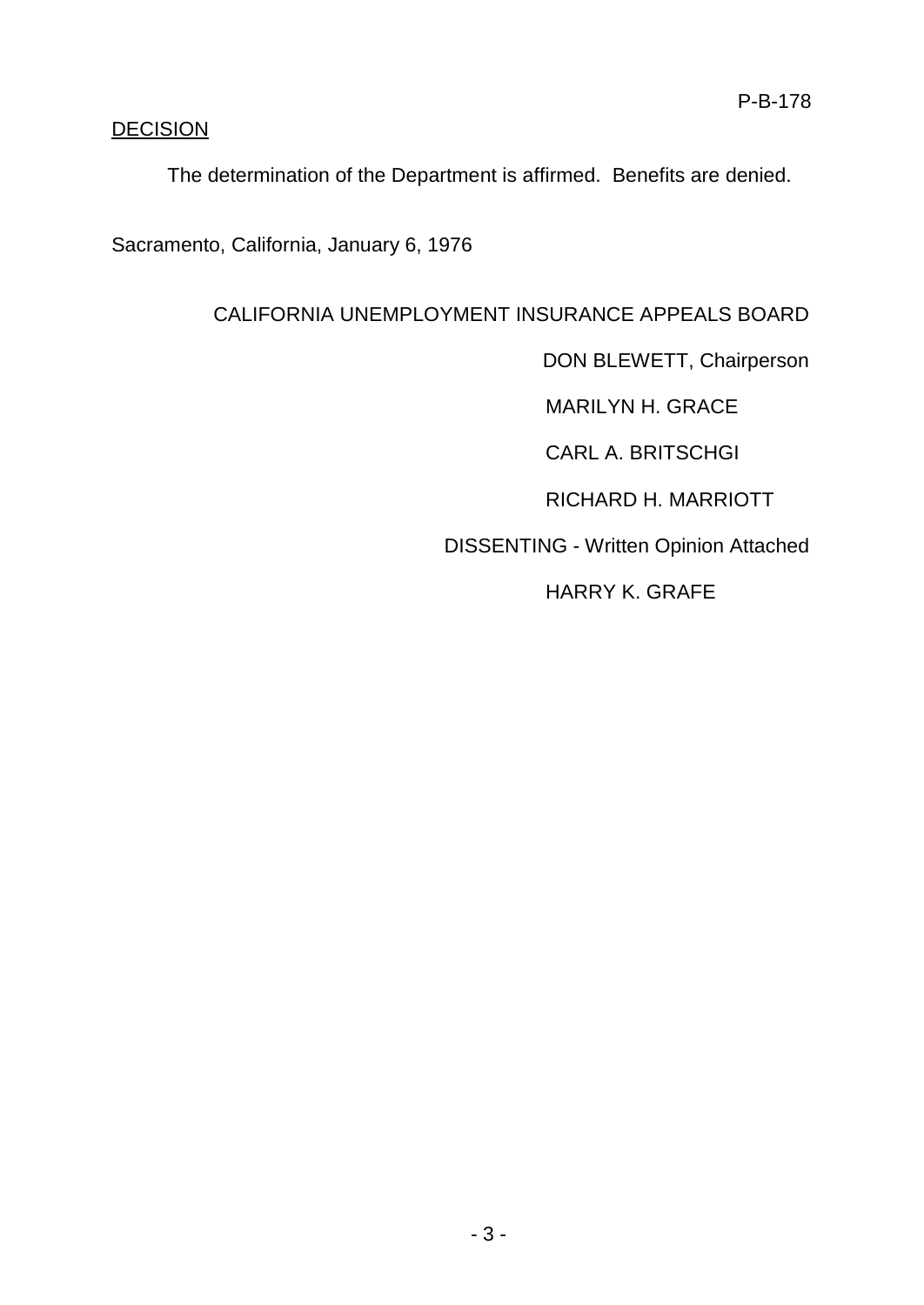## DECISION

The determination of the Department is affirmed. Benefits are denied.

Sacramento, California, January 6, 1976

CALIFORNIA UNEMPLOYMENT INSURANCE APPEALS BOARD

DON BLEWETT, Chairperson

MARILYN H. GRACE

CARL A. BRITSCHGI

RICHARD H. MARRIOTT

DISSENTING - Written Opinion Attached

HARRY K. GRAFE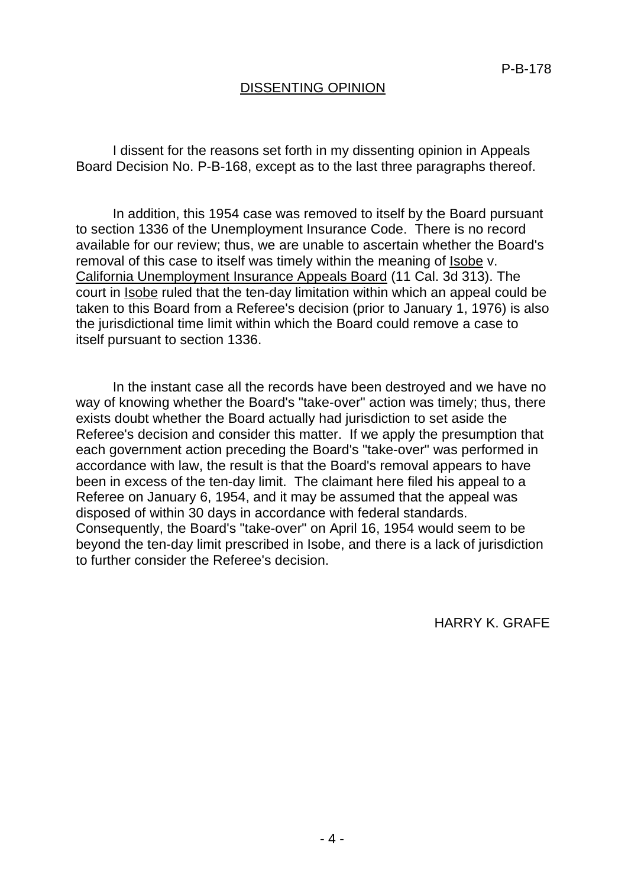P-B-178

## DISSENTING OPINION

I dissent for the reasons set forth in my dissenting opinion in Appeals Board Decision No. P-B-168, except as to the last three paragraphs thereof.

In addition, this 1954 case was removed to itself by the Board pursuant to section 1336 of the Unemployment Insurance Code. There is no record available for our review; thus, we are unable to ascertain whether the Board's removal of this case to itself was timely within the meaning of Isobe v. California Unemployment Insurance Appeals Board (11 Cal. 3d 313). The court in Isobe ruled that the ten-day limitation within which an appeal could be taken to this Board from a Referee's decision (prior to January 1, 1976) is also the jurisdictional time limit within which the Board could remove a case to itself pursuant to section 1336.

In the instant case all the records have been destroyed and we have no way of knowing whether the Board's "take-over" action was timely; thus, there exists doubt whether the Board actually had jurisdiction to set aside the Referee's decision and consider this matter. If we apply the presumption that each government action preceding the Board's "take-over" was performed in accordance with law, the result is that the Board's removal appears to have been in excess of the ten-day limit. The claimant here filed his appeal to a Referee on January 6, 1954, and it may be assumed that the appeal was disposed of within 30 days in accordance with federal standards. Consequently, the Board's "take-over" on April 16, 1954 would seem to be beyond the ten-day limit prescribed in Isobe, and there is a lack of jurisdiction to further consider the Referee's decision.

HARRY K. GRAFE